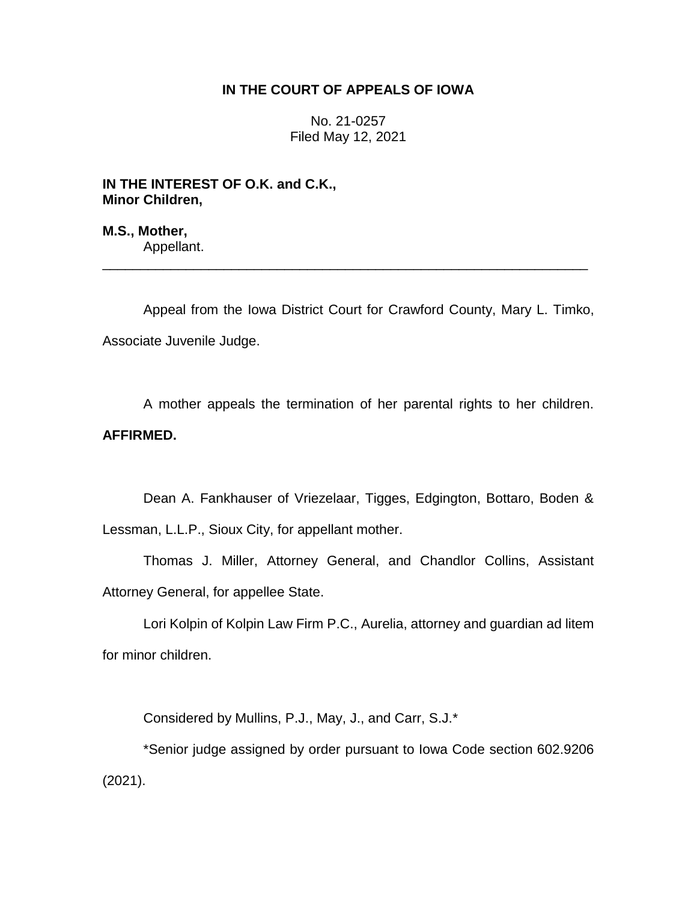**IN THE COURT OF APPEALS OF IOWA**

No. 21-0257
Filed May 12, 2021

**IN THE INTEREST OF O.K. and C.K., Minor Children,**

**M.S., Mother,**
Appellant.

---

Appeal from the Iowa District Court for Crawford County, Mary L. Timko, Associate Juvenile Judge.

A mother appeals the termination of her parental rights to her children. **AFFIRMED.**

Dean A. Fankhauser of Vriezelaar, Tigges, Edgington, Bottaro, Boden & Lessman, L.L.P., Sioux City, for appellant mother.

Thomas J. Miller, Attorney General, and Chandlor Collins, Assistant Attorney General, for appellee State.

Lori Kolpin of Kolpin Law Firm P.C., Aurelia, attorney and guardian ad litem for minor children.

Considered by Mullins, P.J., May, J., and Carr, S.J.*

*Senior judge assigned by order pursuant to Iowa Code section 602.9206 (2021).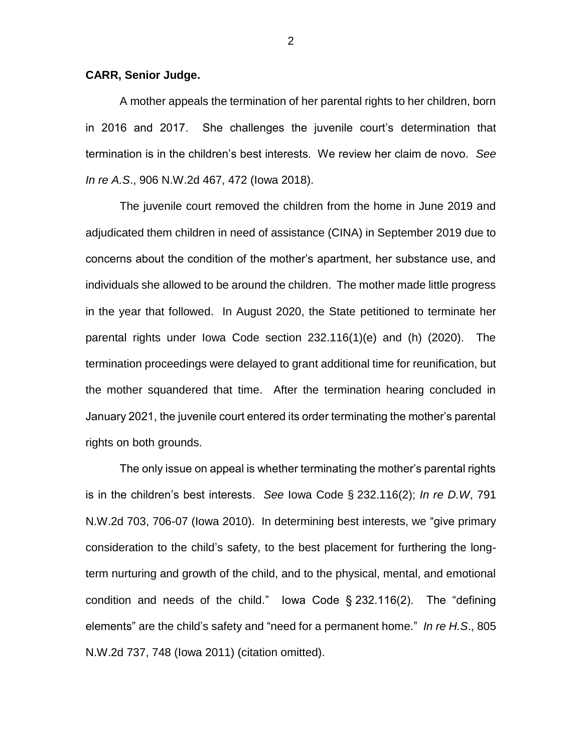**CARR, Senior Judge.**

A mother appeals the termination of her parental rights to her children, born in 2016 and 2017. She challenges the juvenile court's determination that termination is in the children's best interests. We review her claim de novo. *See In re A.S*., 906 N.W.2d 467, 472 (Iowa 2018).

The juvenile court removed the children from the home in June 2019 and adjudicated them children in need of assistance (CINA) in September 2019 due to concerns about the condition of the mother's apartment, her substance use, and individuals she allowed to be around the children. The mother made little progress in the year that followed. In August 2020, the State petitioned to terminate her parental rights under Iowa Code section 232.116(1)(e) and (h) (2020). The termination proceedings were delayed to grant additional time for reunification, but the mother squandered that time. After the termination hearing concluded in January 2021, the juvenile court entered its order terminating the mother's parental rights on both grounds.

The only issue on appeal is whether terminating the mother's parental rights is in the children's best interests. *See* Iowa Code § 232.116(2); *In re D.W*, 791 N.W.2d 703, 706-07 (Iowa 2010). In determining best interests, we "give primary consideration to the child's safety, to the best placement for furthering the long-term nurturing and growth of the child, and to the physical, mental, and emotional condition and needs of the child." Iowa Code § 232.116(2). The "defining elements" are the child's safety and "need for a permanent home." *In re H.S*., 805 N.W.2d 737, 748 (Iowa 2011) (citation omitted).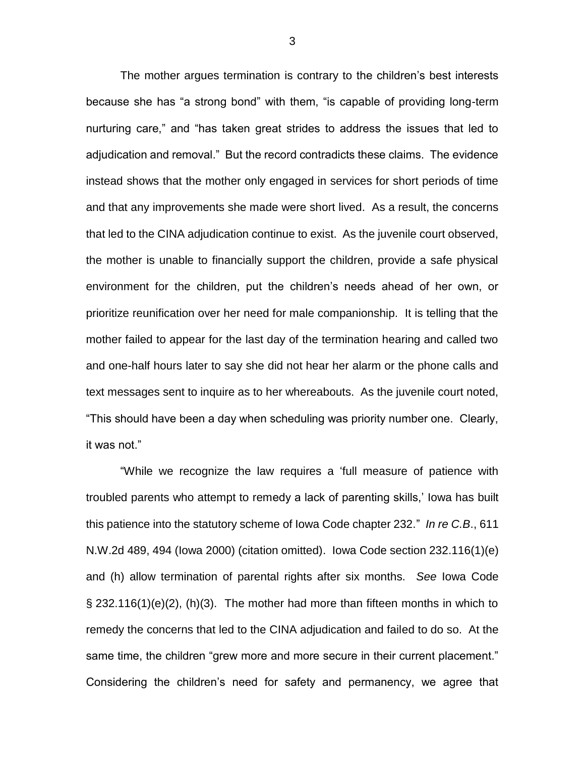The mother argues termination is contrary to the children's best interests because she has "a strong bond" with them, "is capable of providing long-term nurturing care," and "has taken great strides to address the issues that led to adjudication and removal." But the record contradicts these claims. The evidence instead shows that the mother only engaged in services for short periods of time and that any improvements she made were short lived. As a result, the concerns that led to the CINA adjudication continue to exist. As the juvenile court observed, the mother is unable to financially support the children, provide a safe physical environment for the children, put the children's needs ahead of her own, or prioritize reunification over her need for male companionship. It is telling that the mother failed to appear for the last day of the termination hearing and called two and one-half hours later to say she did not hear her alarm or the phone calls and text messages sent to inquire as to her whereabouts. As the juvenile court noted, "This should have been a day when scheduling was priority number one. Clearly, it was not."

"While we recognize the law requires a 'full measure of patience with troubled parents who attempt to remedy a lack of parenting skills,' Iowa has built this patience into the statutory scheme of Iowa Code chapter 232." *In re C.B*., 611 N.W.2d 489, 494 (Iowa 2000) (citation omitted). Iowa Code section 232.116(1)(e) and (h) allow termination of parental rights after six months. *See* Iowa Code § 232.116(1)(e)(2), (h)(3). The mother had more than fifteen months in which to remedy the concerns that led to the CINA adjudication and failed to do so. At the same time, the children "grew more and more secure in their current placement." Considering the children's need for safety and permanency, we agree that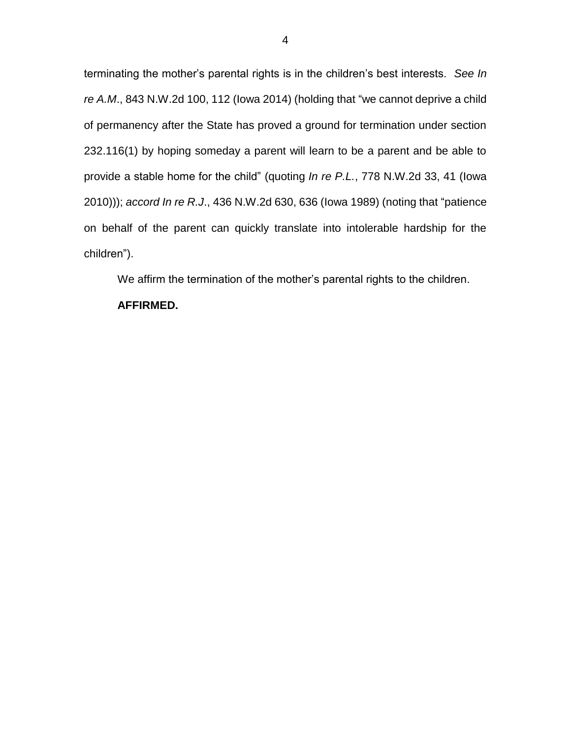terminating the mother's parental rights is in the children's best interests. *See In re A.M.*, 843 N.W.2d 100, 112 (Iowa 2014) (holding that "we cannot deprive a child of permanency after the State has proved a ground for termination under section 232.116(1) by hoping someday a parent will learn to be a parent and be able to provide a stable home for the child" (quoting *In re P.L.*, 778 N.W.2d 33, 41 (Iowa 2010))); *accord In re R.J.*, 436 N.W.2d 630, 636 (Iowa 1989) (noting that "patience on behalf of the parent can quickly translate into intolerable hardship for the children").

We affirm the termination of the mother's parental rights to the children.

**AFFIRMED.**